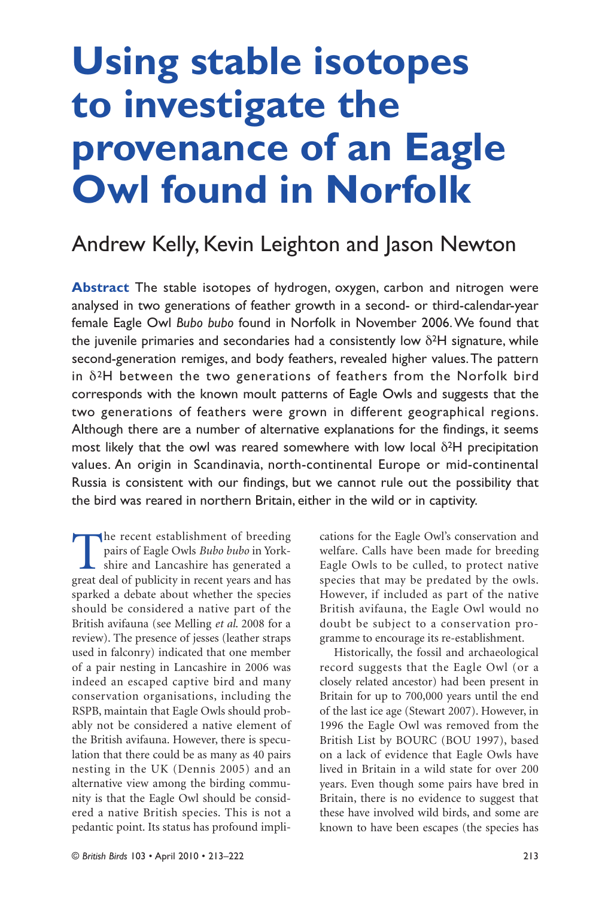# Using stable isotopes to investigate the provenance of an Eagle Owl found in Norfolk

## Andrew Kelly, Kevin Leighton and Jason Newton

**Abstract** The stable isotopes of hydrogen, oxygen, carbon and nitrogen were analysed in two generations of feather growth in a second- or third-calendar-year female Eagle Owl *Bubo bubo* found in Norfolk in November 2006. We found that the juvenile primaries and secondaries had a consistently low $\delta^2H$ signature, while second-generation remiges, and body feathers, revealed higher values. The pattern in $\delta^2H$ between the two generations of feathers from the Norfolk bird corresponds with the known moult patterns of Eagle Owls and suggests that the two generations of feathers were grown in different geographical regions. Although there are a number of alternative explanations for the findings, it seems most likely that the owl was reared somewhere with low local $\delta^2H$ precipitation values. An origin in Scandinavia, north-continental Europe or mid-continental Russia is consistent with our findings, but we cannot rule out the possibility that the bird was reared in northern Britain, either in the wild or in captivity.

The recent establishment of breeding pairs of Eagle Owls *Bubo bubo* in Yorkshire and Lancashire has generated a great deal of publicity in recent years and has sparked a debate about whether the species should be considered a native part of the British avifauna (see Melling *et al.* 2008 for a review). The presence of jesses (leather straps used in falconry) indicated that one member of a pair nesting in Lancashire in 2006 was indeed an escaped captive bird and many conservation organisations, including the RSPB, maintain that Eagle Owls should probably not be considered a native element of the British avifauna. However, there is speculation that there could be as many as 40 pairs nesting in the UK (Dennis 2005) and an alternative view among the birding community is that the Eagle Owl should be considered a native British species. This is not a pedantic point. Its status has profound implications for the Eagle Owl's conservation and welfare. Calls have been made for breeding Eagle Owls to be culled, to protect native species that may be predated by the owls. However, if included as part of the native British avifauna, the Eagle Owl would no doubt be subject to a conservation programme to encourage its re-establishment.

Historically, the fossil and archaeological record suggests that the Eagle Owl (or a closely related ancestor) had been present in Britain for up to 700,000 years until the end of the last ice age (Stewart 2007). However, in 1996 the Eagle Owl was removed from the British List by BOURC (BOU 1997), based on a lack of evidence that Eagle Owls have lived in Britain in a wild state for over 200 years. Even though some pairs have bred in Britain, there is no evidence to suggest that these have involved wild birds, and some are known to have been escapes (the species has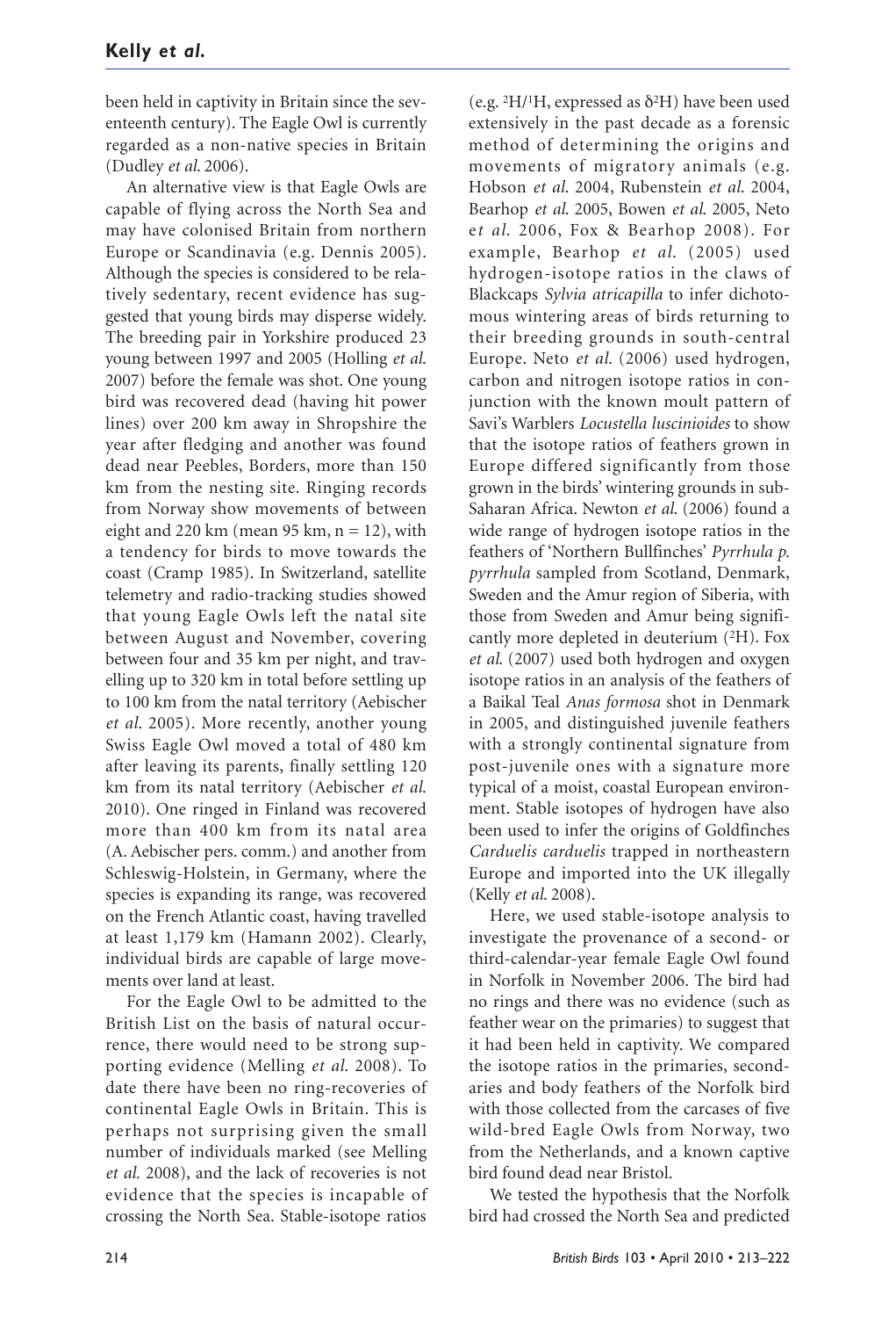been held in captivity in Britain since the seventeenth century). The Eagle Owl is currently regarded as a non-native species in Britain (Dudley *et al.* 2006).

An alternative view is that Eagle Owls are capable of flying across the North Sea and may have colonised Britain from northern Europe or Scandinavia (e.g. Dennis 2005). Although the species is considered to be relatively sedentary, recent evidence has suggested that young birds may disperse widely. The breeding pair in Yorkshire produced 23 young between 1997 and 2005 (Holling *et al.* 2007) before the female was shot. One young bird was recovered dead (having hit power lines) over 200 km away in Shropshire the year after fledging and another was found dead near Peebles, Borders, more than 150 km from the nesting site. Ringing records from Norway show movements of between eight and 220 km (mean 95 km, n = 12), with a tendency for birds to move towards the coast (Cramp 1985). In Switzerland, satellite telemetry and radio-tracking studies showed that young Eagle Owls left the natal site between August and November, covering between four and 35 km per night, and travelling up to 320 km in total before settling up to 100 km from the natal territory (Aebischer *et al.* 2005). More recently, another young Swiss Eagle Owl moved a total of 480 km after leaving its parents, finally settling 120 km from its natal territory (Aebischer *et al.* 2010). One ringed in Finland was recovered more than 400 km from its natal area (A. Aebischer pers. comm.) and another from Schleswig-Holstein, in Germany, where the species is expanding its range, was recovered on the French Atlantic coast, having travelled at least 1,179 km (Hamann 2002). Clearly, individual birds are capable of large movements over land at least.

For the Eagle Owl to be admitted to the British List on the basis of natural occurrence, there would need to be strong supporting evidence (Melling *et al.* 2008). To date there have been no ring-recoveries of continental Eagle Owls in Britain. This is perhaps not surprising given the small number of individuals marked (see Melling *et al.* 2008), and the lack of recoveries is not evidence that the species is incapable of crossing the North Sea. Stable-isotope ratios (e.g. $^{2}H/^{1}H$, expressed as $\delta^{2}H$) have been used extensively in the past decade as a forensic method of determining the origins and movements of migratory animals (e.g. Hobson *et al.* 2004, Rubenstein *et al.* 2004, Bearhop *et al.* 2005, Bowen *et al.* 2005, Neto *et al.* 2006, Fox & Bearhop 2008). For example, Bearhop *et al.* (2005) used hydrogen-isotope ratios in the claws of Blackcaps *Sylvia atricapilla* to infer dichotomous wintering areas of birds returning to their breeding grounds in south-central Europe. Neto *et al.* (2006) used hydrogen, carbon and nitrogen isotope ratios in conjunction with the known moult pattern of Savi's Warblers *Locustella luscinioides* to show that the isotope ratios of feathers grown in Europe differed significantly from those grown in the birds' wintering grounds in sub-Saharan Africa. Newton *et al.* (2006) found a wide range of hydrogen isotope ratios in the feathers of 'Northern Bullfinches' *Pyrrhula p. pyrrhula* sampled from Scotland, Denmark, Sweden and the Amur region of Siberia, with those from Sweden and Amur being significantly more depleted in deuterium ($^{2}H$). Fox *et al.* (2007) used both hydrogen and oxygen isotope ratios in an analysis of the feathers of a Baikal Teal *Anas formosa* shot in Denmark in 2005, and distinguished juvenile feathers with a strongly continental signature from post-juvenile ones with a signature more typical of a moist, coastal European environment. Stable isotopes of hydrogen have also been used to infer the origins of Goldfinches *Carduelis carduelis* trapped in northeastern Europe and imported into the UK illegally (Kelly *et al.* 2008).

Here, we used stable-isotope analysis to investigate the provenance of a second- or third-calendar-year female Eagle Owl found in Norfolk in November 2006. The bird had no rings and there was no evidence (such as feather wear on the primaries) to suggest that it had been held in captivity. We compared the isotope ratios in the primaries, secondaries and body feathers of the Norfolk bird with those collected from the carcases of five wild-bred Eagle Owls from Norway, two from the Netherlands, and a known captive bird found dead near Bristol.

We tested the hypothesis that the Norfolk bird had crossed the North Sea and predicted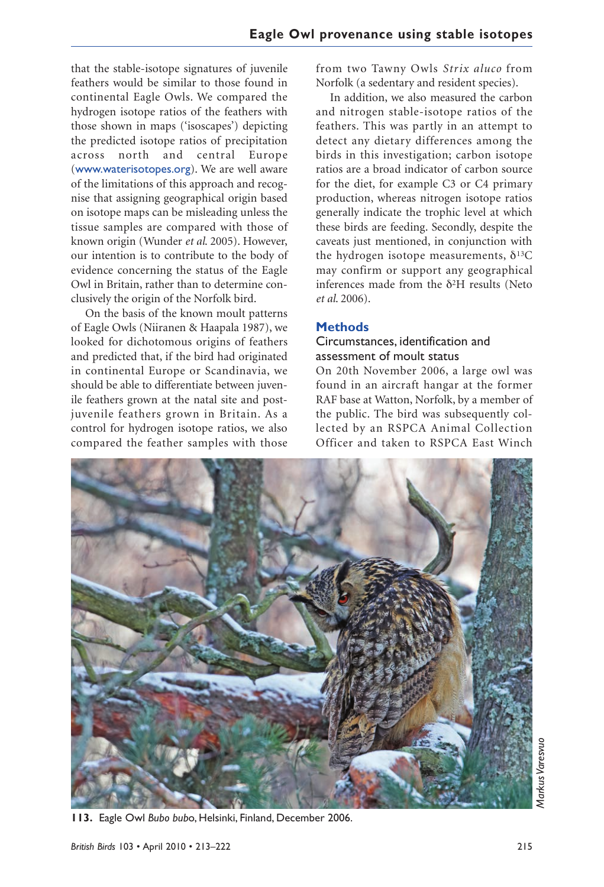that the stable-isotope signatures of juvenile feathers would be similar to those found in continental Eagle Owls. We compared the hydrogen isotope ratios of the feathers with those shown in maps ('isoscapes') depicting the predicted isotope ratios of precipitation across north and central Europe (www.waterisotopes.org). We are well aware of the limitations of this approach and recognise that assigning geographical origin based on isotope maps can be misleading unless the tissue samples are compared with those of known origin (Wunder *et al.* 2005). However, our intention is to contribute to the body of evidence concerning the status of the Eagle Owl in Britain, rather than to determine conclusively the origin of the Norfolk bird.

On the basis of the known moult patterns of Eagle Owls (Niiranen & Haapala 1987), we looked for dichotomous origins of feathers and predicted that, if the bird had originated in continental Europe or Scandinavia, we should be able to differentiate between juvenile feathers grown at the natal site and post-juvenile feathers grown in Britain. As a control for hydrogen isotope ratios, we also compared the feather samples with those from two Tawny Owls *Strix aluco* from Norfolk (a sedentary and resident species).

In addition, we also measured the carbon and nitrogen stable-isotope ratios of the feathers. This was partly in an attempt to detect any dietary differences among the birds in this investigation; carbon isotope ratios are a broad indicator of carbon source for the diet, for example C3 or C4 primary production, whereas nitrogen isotope ratios generally indicate the trophic level at which these birds are feeding. Secondly, despite the caveats just mentioned, in conjunction with the hydrogen isotope measurements, $\delta^{13}C$ may confirm or support any geographical inferences made from the $\delta^{2}H$ results (Neto *et al.* 2006).

## Methods

### Circumstances, identification and assessment of moult status

On 20th November 2006, a large owl was found in an aircraft hangar at the former RAF base at Watton, Norfolk, by a member of the public. The bird was subsequently collected by an RSPCA Animal Collection Officer and taken to RSPCA East Winch

**113.** Eagle Owl *Bubo bubo*, Helsinki, Finland, December 2006.

*Markus Varesvuo*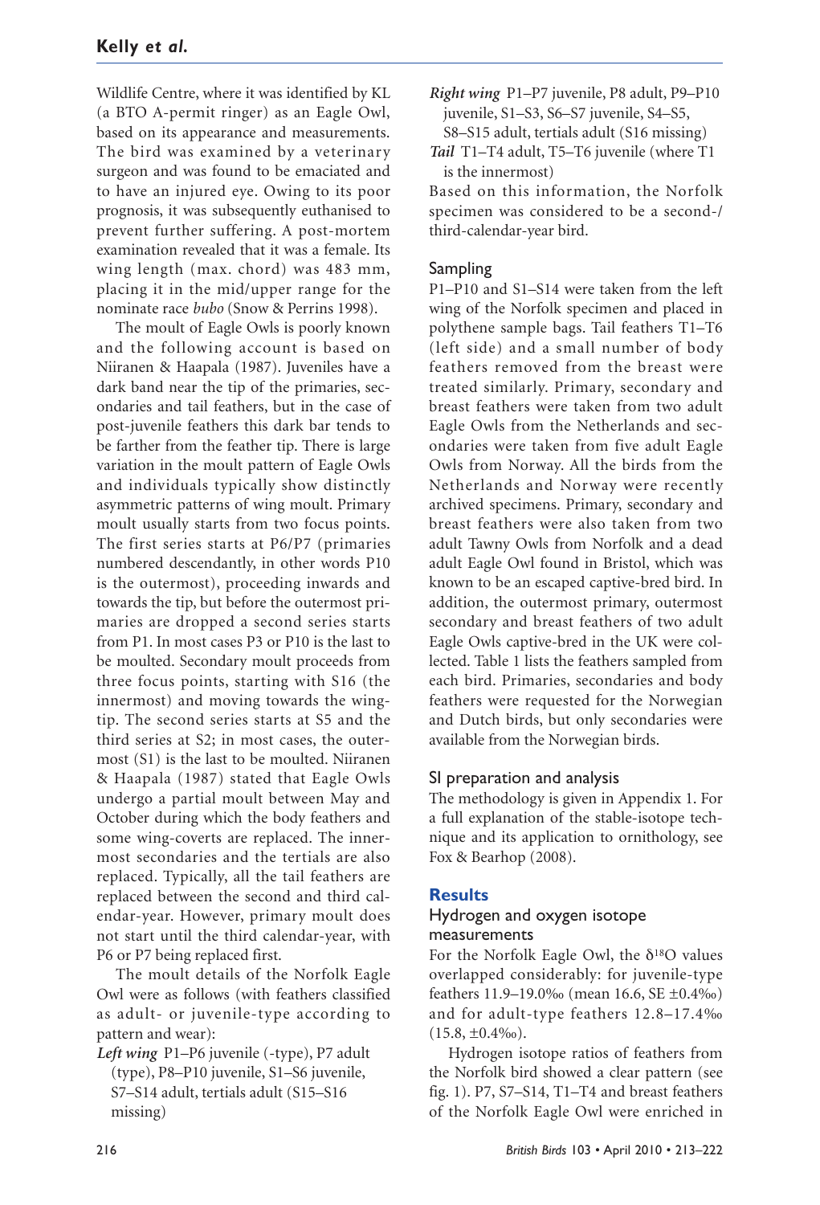Wildlife Centre, where it was identified by KL (a BTO A-permit ringer) as an Eagle Owl, based on its appearance and measurements. The bird was examined by a veterinary surgeon and was found to be emaciated and to have an injured eye. Owing to its poor prognosis, it was subsequently euthanised to prevent further suffering. A post-mortem examination revealed that it was a female. Its wing length (max. chord) was 483 mm, placing it in the mid/upper range for the nominate race *bubo* (Snow & Perrins 1998).

The moult of Eagle Owls is poorly known and the following account is based on Niiranen & Haapala (1987). Juveniles have a dark band near the tip of the primaries, secondaries and tail feathers, but in the case of post-juvenile feathers this dark bar tends to be farther from the feather tip. There is large variation in the moult pattern of Eagle Owls and individuals typically show distinctly asymmetric patterns of wing moult. Primary moult usually starts from two focus points. The first series starts at P6/P7 (primaries numbered descendantly, in other words P10 is the outermost), proceeding inwards and towards the tip, but before the outermost primaries are dropped a second series starts from P1. In most cases P3 or P10 is the last to be moulted. Secondary moult proceeds from three focus points, starting with S16 (the innermost) and moving towards the wingtip. The second series starts at S5 and the third series at S2; in most cases, the outermost (S1) is the last to be moulted. Niiranen & Haapala (1987) stated that Eagle Owls undergo a partial moult between May and October during which the body feathers and some wing-coverts are replaced. The innermost secondaries and the tertials are also replaced. Typically, all the tail feathers are replaced between the second and third calendar-year. However, primary moult does not start until the third calendar-year, with P6 or P7 being replaced first.

The moult details of the Norfolk Eagle Owl were as follows (with feathers classified as adult- or juvenile-type according to pattern and wear):

*Left wing* P1–P6 juvenile (-type), P7 adult (type), P8–P10 juvenile, S1–S6 juvenile, S7–S14 adult, tertials adult (S15–S16 missing)

*Right wing* P1–P7 juvenile, P8 adult, P9–P10 juvenile, S1–S3, S6–S7 juvenile, S4–S5, S8–S15 adult, tertials adult (S16 missing)

*Tail* T1–T4 adult, T5–T6 juvenile (where T1 is the innermost)

Based on this information, the Norfolk specimen was considered to be a second-/third-calendar-year bird.

## Sampling

P1–P10 and S1–S14 were taken from the left wing of the Norfolk specimen and placed in polythene sample bags. Tail feathers T1–T6 (left side) and a small number of body feathers removed from the breast were treated similarly. Primary, secondary and breast feathers were taken from two adult Eagle Owls from the Netherlands and secondaries were taken from five adult Eagle Owls from Norway. All the birds from the Netherlands and Norway were recently archived specimens. Primary, secondary and breast feathers were also taken from two adult Tawny Owls from Norfolk and a dead adult Eagle Owl found in Bristol, which was known to be an escaped captive-bred bird. In addition, the outermost primary, outermost secondary and breast feathers of two adult Eagle Owls captive-bred in the UK were collected. Table 1 lists the feathers sampled from each bird. Primaries, secondaries and body feathers were requested for the Norwegian and Dutch birds, but only secondaries were available from the Norwegian birds.

## SI preparation and analysis

The methodology is given in Appendix 1. For a full explanation of the stable-isotope technique and its application to ornithology, see Fox & Bearhop (2008).

# Results

## Hydrogen and oxygen isotope measurements

For the Norfolk Eagle Owl, the $\delta^{18}O$ values overlapped considerably: for juvenile-type feathers 11.9–19.0‰ (mean 16.6, SE ±0.4‰) and for adult-type feathers 12.8–17.4‰ (15.8, ±0.4‰).

Hydrogen isotope ratios of feathers from the Norfolk bird showed a clear pattern (see fig. 1). P7, S7–S14, T1–T4 and breast feathers of the Norfolk Eagle Owl were enriched in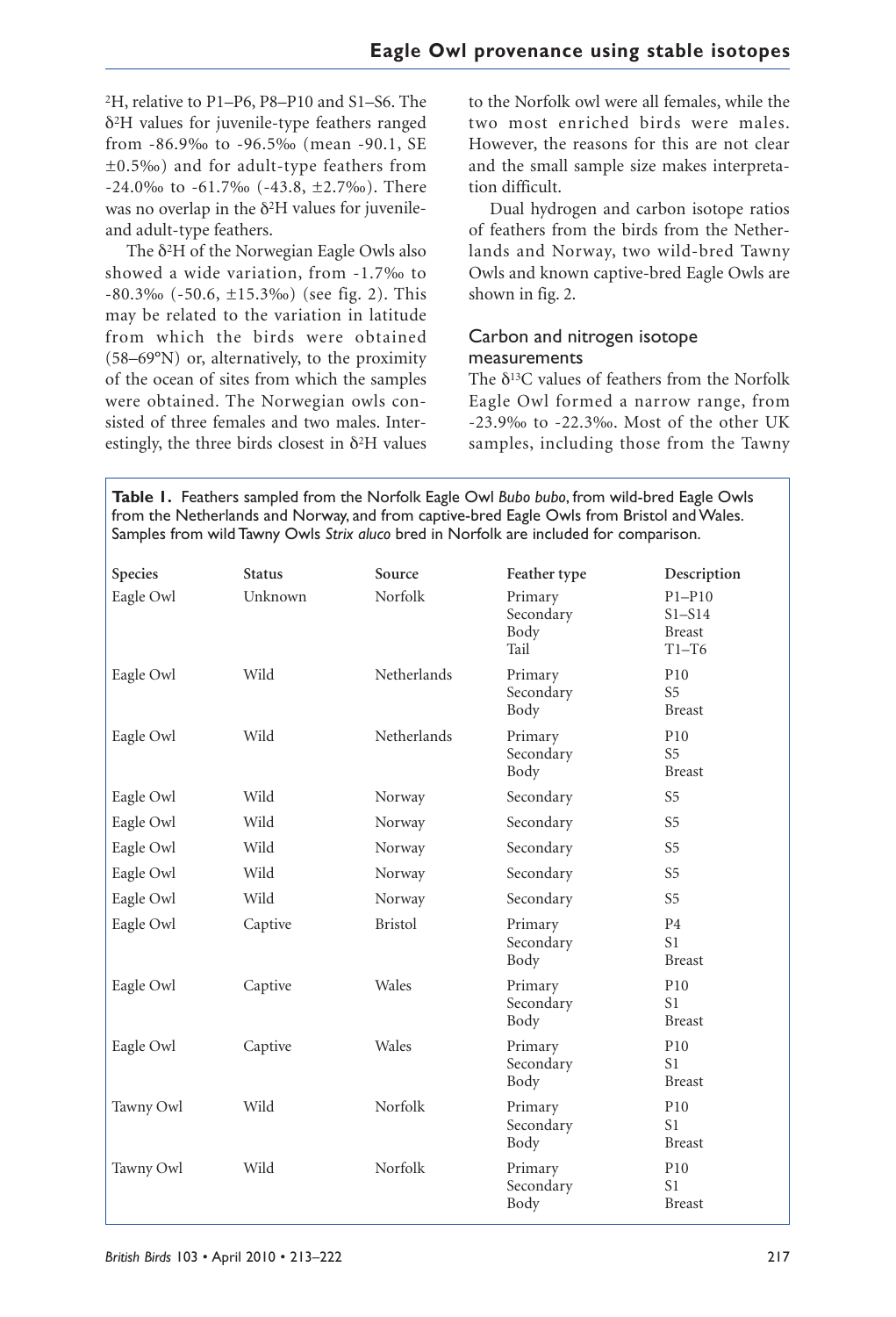$^{2}$H, relative to P1–P6, P8–P10 and S1–S6. The $\delta^{2}$H values for juvenile-type feathers ranged from -86.9‰ to -96.5‰ (mean -90.1, SE ±0.5‰) and for adult-type feathers from -24.0‰ to -61.7‰ (-43.8, ±2.7‰). There was no overlap in the $\delta^{2}$H values for juvenile- and adult-type feathers.

The $\delta^{2}$H of the Norwegian Eagle Owls also showed a wide variation, from -1.7‰ to -80.3‰ (-50.6, ±15.3‰) (see fig. 2). This may be related to the variation in latitude from which the birds were obtained (58–69°N) or, alternatively, to the proximity of the ocean of sites from which the samples were obtained. The Norwegian owls consisted of three females and two males. Interestingly, the three birds closest in $\delta^{2}$H values to the Norfolk owl were all females, while the two most enriched birds were males. However, the reasons for this are not clear and the small sample size makes interpretation difficult.

Dual hydrogen and carbon isotope ratios of feathers from the birds from the Netherlands and Norway, two wild-bred Tawny Owls and known captive-bred Eagle Owls are shown in fig. 2.

### Carbon and nitrogen isotope measurements

The $\delta^{13}$C values of feathers from the Norfolk Eagle Owl formed a narrow range, from -23.9‰ to -22.3‰. Most of the other UK samples, including those from the Tawny

**Table 1.** Feathers sampled from the Norfolk Eagle Owl *Bubo bubo*, from wild-bred Eagle Owls from the Netherlands and Norway, and from captive-bred Eagle Owls from Bristol and Wales. Samples from wild Tawny Owls *Strix aluco* bred in Norfolk are included for comparison.

| Species | Status | Source | Feather type | Description |
|---|---|---|---|---|
| Eagle Owl | Unknown | Norfolk | Primary<br>Secondary<br>Body<br>Tail | P1–P10<br>S1–S14<br>Breast<br>T1–T6 |
| Eagle Owl | Wild | Netherlands | Primary<br>Secondary<br>Body | P10<br>S5<br>Breast |
| Eagle Owl | Wild | Netherlands | Primary<br>Secondary<br>Body | P10<br>S5<br>Breast |
| Eagle Owl | Wild | Norway | Secondary | S5 |
| Eagle Owl | Wild | Norway | Secondary | S5 |
| Eagle Owl | Wild | Norway | Secondary | S5 |
| Eagle Owl | Wild | Norway | Secondary | S5 |
| Eagle Owl | Wild | Norway | Secondary | S5 |
| Eagle Owl | Captive | Bristol | Primary<br>Secondary<br>Body | P4<br>S1<br>Breast |
| Eagle Owl | Captive | Wales | Primary<br>Secondary<br>Body | P10<br>S1<br>Breast |
| Eagle Owl | Captive | Wales | Primary<br>Secondary<br>Body | P10<br>S1<br>Breast |
| Tawny Owl | Wild | Norfolk | Primary<br>Secondary<br>Body | P10<br>S1<br>Breast |
| Tawny Owl | Wild | Norfolk | Primary<br>Secondary<br>Body | P10<br>S1<br>Breast |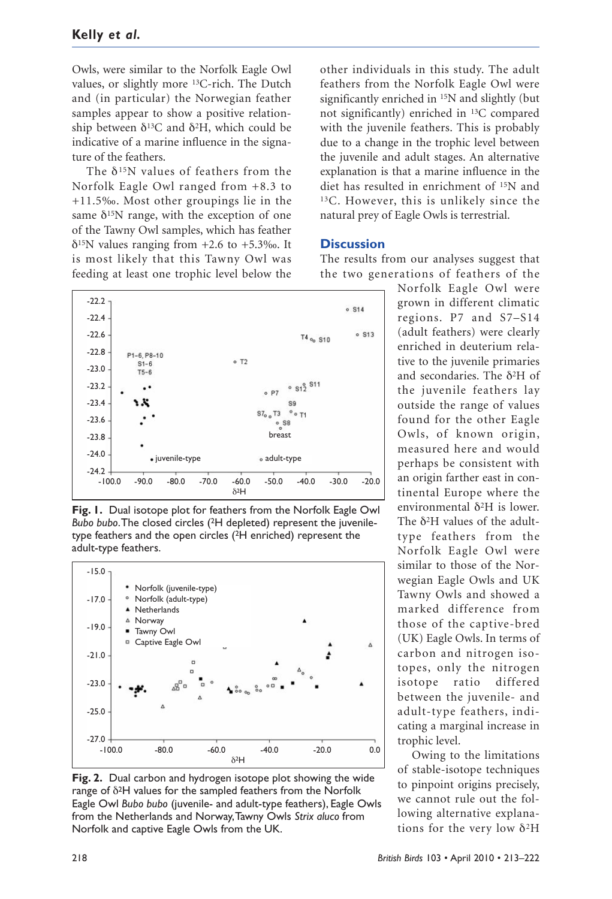Owls, were similar to the Norfolk Eagle Owl values, or slightly more $^{13}$C-rich. The Dutch and (in particular) the Norwegian feather samples appear to show a positive relationship between $\delta^{13}$C and $\delta^{2}$H, which could be indicative of a marine influence in the signature of the feathers.

The $\delta^{15}$N values of feathers from the Norfolk Eagle Owl ranged from +8.3 to +11.5‰. Most other groupings lie in the same $\delta^{15}$N range, with the exception of one of the Tawny Owl samples, which has feather $\delta^{15}$N values ranging from +2.6 to +5.3‰. It is most likely that this Tawny Owl was feeding at least one trophic level below the other individuals in this study. The adult feathers from the Norfolk Eagle Owl were significantly enriched in $^{15}$N and slightly (but not significantly) enriched in $^{13}$C compared with the juvenile feathers. This is probably due to a change in the trophic level between the juvenile and adult stages. An alternative explanation is that a marine influence in the diet has resulted in enrichment of $^{15}$N and $^{13}$C. However, this is unlikely since the natural prey of Eagle Owls is terrestrial.

**Fig. 1.** Dual isotope plot for feathers from the Norfolk Eagle Owl *Bubo bubo*. The closed circles ($^{2}$H depleted) represent the juvenile-type feathers and the open circles ($^{2}$H enriched) represent the adult-type feathers.

**Fig. 2.** Dual carbon and hydrogen isotope plot showing the wide range of $\delta^{2}$H values for the sampled feathers from the Norfolk Eagle Owl *Bubo bubo* (juvenile- and adult-type feathers), Eagle Owls from the Netherlands and Norway, Tawny Owls *Strix aluco* from Norfolk and captive Eagle Owls from the UK.

## Discussion

The results from our analyses suggest that the two generations of feathers of the Norfolk Eagle Owl were grown in different climatic regions. P7 and S7–S14 (adult feathers) were clearly enriched in deuterium relative to the juvenile primaries and secondaries. The $\delta^{2}$H of the juvenile feathers lay outside the range of values found for the other Eagle Owls, of known origin, measured here and would perhaps be consistent with an origin farther east in continental Europe where the environmental $\delta^{2}$H is lower. The $\delta^{2}$H values of the adult-type feathers from the Norfolk Eagle Owl were similar to those of the Norwegian Eagle Owls and UK Tawny Owls and showed a marked difference from those of the captive-bred (UK) Eagle Owls. In terms of carbon and nitrogen isotopes, only the nitrogen isotope ratio differed between the juvenile- and adult-type feathers, indicating a marginal increase in trophic level.

Owing to the limitations of stable-isotope techniques to pinpoint origins precisely, we cannot rule out the following alternative explanations for the very low $\delta^{2}$H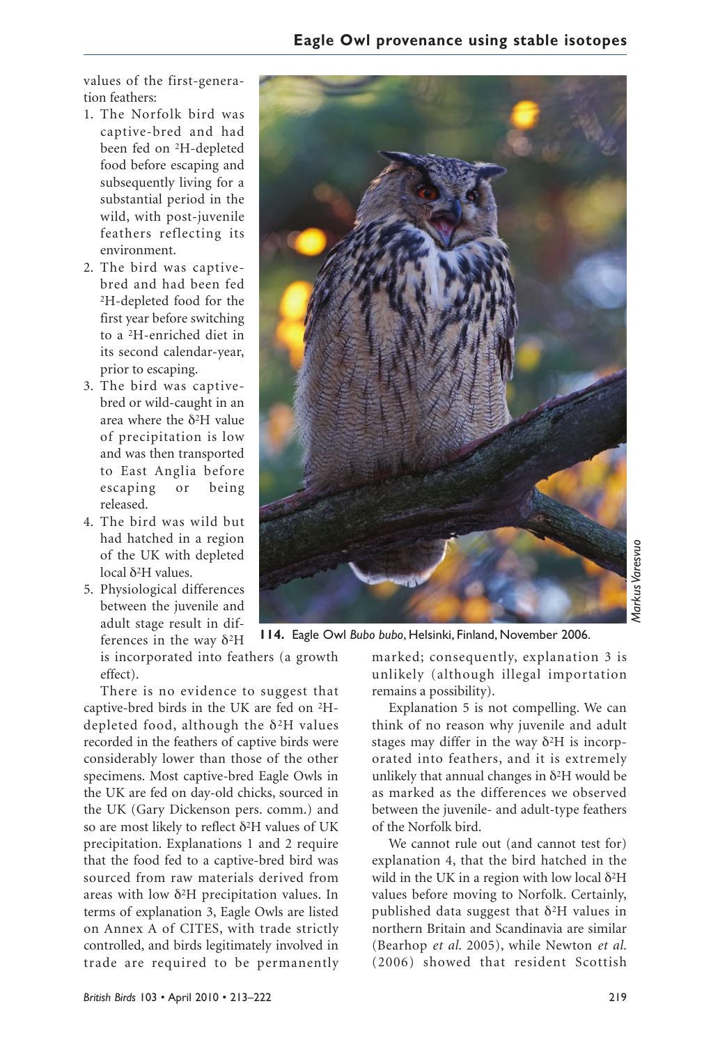values of the first-generation feathers:

1. The Norfolk bird was captive-bred and had been fed on $^{2}$H-depleted food before escaping and subsequently living for a substantial period in the wild, with post-juvenile feathers reflecting its environment.
2. The bird was captive-bred and had been fed $^{2}$H-depleted food for the first year before switching to a $^{2}$H-enriched diet in its second calendar-year, prior to escaping.
3. The bird was captive-bred or wild-caught in an area where the $\delta^{2}$H value of precipitation is low and was then transported to East Anglia before escaping or being released.
4. The bird was wild but had hatched in a region of the UK with depleted local $\delta^{2}$H values.
5. Physiological differences between the juvenile and adult stage result in differences in the way $\delta^{2}$H is incorporated into feathers (a growth effect).

There is no evidence to suggest that captive-bred birds in the UK are fed on $^{2}$H-depleted food, although the $\delta^{2}$H values recorded in the feathers of captive birds were considerably lower than those of the other specimens. Most captive-bred Eagle Owls in the UK are fed on day-old chicks, sourced in the UK (Gary Dickenson pers. comm.) and so are most likely to reflect $\delta^{2}$H values of UK precipitation. Explanations 1 and 2 require that the food fed to a captive-bred bird was sourced from raw materials derived from areas with low $\delta^{2}$H precipitation values. In terms of explanation 3, Eagle Owls are listed on Annex A of CITES, with trade strictly controlled, and birds legitimately involved in trade are required to be permanently marked; consequently, explanation 3 is unlikely (although illegal importation remains a possibility).

**114.** Eagle Owl *Bubo bubo*, Helsinki, Finland, November 2006.

Explanation 5 is not compelling. We can think of no reason why juvenile and adult stages may differ in the way $\delta^{2}$H is incorporated into feathers, and it is extremely unlikely that annual changes in $\delta^{2}$H would be as marked as the differences we observed between the juvenile- and adult-type feathers of the Norfolk bird.

We cannot rule out (and cannot test for) explanation 4, that the bird hatched in the wild in the UK in a region with low local $\delta^{2}$H values before moving to Norfolk. Certainly, published data suggest that $\delta^{2}$H values in northern Britain and Scandinavia are similar (Bearhop *et al.* 2005), while Newton *et al.* (2006) showed that resident Scottish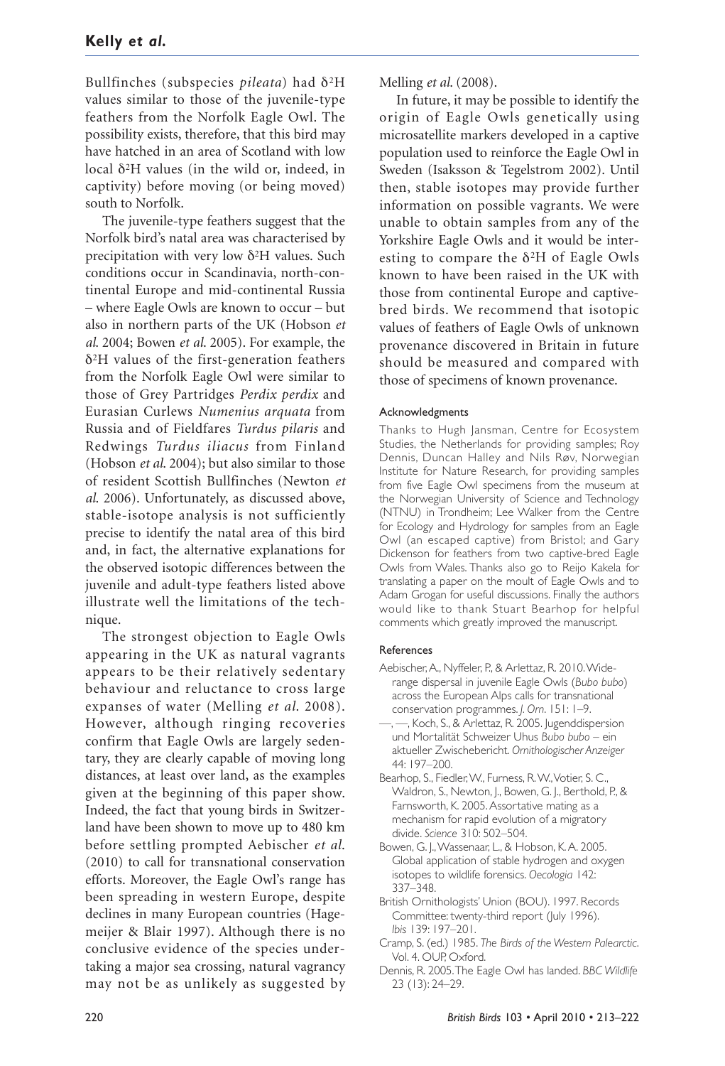Bullfinches (subspecies *pileata*) had $\delta^2H$ values similar to those of the juvenile-type feathers from the Norfolk Eagle Owl. The possibility exists, therefore, that this bird may have hatched in an area of Scotland with low local $\delta^2H$ values (in the wild or, indeed, in captivity) before moving (or being moved) south to Norfolk.

The juvenile-type feathers suggest that the Norfolk bird's natal area was characterised by precipitation with very low $\delta^2H$ values. Such conditions occur in Scandinavia, north-continental Europe and mid-continental Russia – where Eagle Owls are known to occur – but also in northern parts of the UK (Hobson *et al.* 2004; Bowen *et al.* 2005). For example, the $\delta^2H$ values of the first-generation feathers from the Norfolk Eagle Owl were similar to those of Grey Partridges *Perdix perdix* and Eurasian Curlews *Numenius arquata* from Russia and of Fieldfares *Turdus pilaris* and Redwings *Turdus iliacus* from Finland (Hobson *et al.* 2004); but also similar to those of resident Scottish Bullfinches (Newton *et al.* 2006). Unfortunately, as discussed above, stable-isotope analysis is not sufficiently precise to identify the natal area of this bird and, in fact, the alternative explanations for the observed isotopic differences between the juvenile and adult-type feathers listed above illustrate well the limitations of the technique.

The strongest objection to Eagle Owls appearing in the UK as natural vagrants appears to be their relatively sedentary behaviour and reluctance to cross large expanses of water (Melling *et al.* 2008). However, although ringing recoveries confirm that Eagle Owls are largely sedentary, they are clearly capable of moving long distances, at least over land, as the examples given at the beginning of this paper show. Indeed, the fact that young birds in Switzerland have been shown to move up to 480 km before settling prompted Aebischer *et al.* (2010) to call for transnational conservation efforts. Moreover, the Eagle Owl's range has been spreading in western Europe, despite declines in many European countries (Hagemeijer & Blair 1997). Although there is no conclusive evidence of the species undertaking a major sea crossing, natural vagrancy may not be as unlikely as suggested by Melling *et al.* (2008).

In future, it may be possible to identify the origin of Eagle Owls genetically using microsatellite markers developed in a captive population used to reinforce the Eagle Owl in Sweden (Isaksson & Tegelstrom 2002). Until then, stable isotopes may provide further information on possible vagrants. We were unable to obtain samples from any of the Yorkshire Eagle Owls and it would be interesting to compare the $\delta^2H$ of Eagle Owls known to have been raised in the UK with those from continental Europe and captive-bred birds. We recommend that isotopic values of feathers of Eagle Owls of unknown provenance discovered in Britain in future should be measured and compared with those of specimens of known provenance.

#### Acknowledgments

Thanks to Hugh Jansman, Centre for Ecosystem Studies, the Netherlands for providing samples; Roy Dennis, Duncan Halley and Nils Røv, Norwegian Institute for Nature Research, for providing samples from five Eagle Owl specimens from the museum at the Norwegian University of Science and Technology (NTNU) in Trondheim; Lee Walker from the Centre for Ecology and Hydrology for samples from an Eagle Owl (an escaped captive) from Bristol; and Gary Dickenson for feathers from two captive-bred Eagle Owls from Wales. Thanks also go to Reijo Kakela for translating a paper on the moult of Eagle Owls and to Adam Grogan for useful discussions. Finally the authors would like to thank Stuart Bearhop for helpful comments which greatly improved the manuscript.

#### References

Aebischer, A., Nyffeler, P., & Arlettaz, R. 2010. Wide-range dispersal in juvenile Eagle Owls (*Bubo bubo*) across the European Alps calls for transnational conservation programmes. *J. Orn.* 151: 1–9.

—, —, Koch, S., & Arlettaz, R. 2005. Jugenddispersion und Mortalität Schweizer Uhus *Bubo bubo* – ein aktueller Zwischebericht. *Ornithologischer Anzeiger* 44: 197–200.

Bearhop, S., Fiedler, W., Furness, R. W., Votier, S. C., Waldron, S., Newton, J., Bowen, G. J., Berthold, P., & Farnsworth, K. 2005. Assortative mating as a mechanism for rapid evolution of a migratory divide. *Science* 310: 502–504.

Bowen, G. J., Wassenaar, L., & Hobson, K. A. 2005. Global application of stable hydrogen and oxygen isotopes to wildlife forensics. *Oecologia* 142: 337–348.

British Ornithologists' Union (BOU). 1997. Records Committee: twenty-third report (July 1996). *Ibis* 139: 197–201.

Cramp, S. (ed.) 1985. *The Birds of the Western Palearctic.* Vol. 4. OUP, Oxford.

Dennis, R. 2005. The Eagle Owl has landed. *BBC Wildlife* 23 (13): 24–29.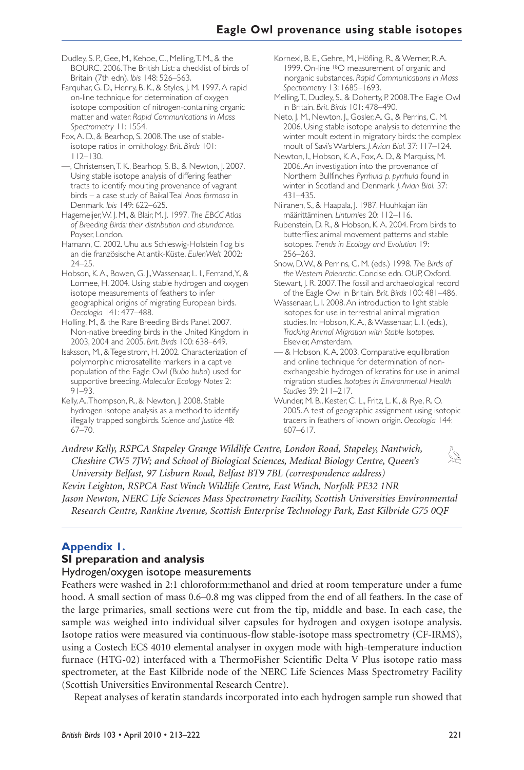Dudley, S. P., Gee, M., Kehoe, C., Melling, T. M., & the BOURC. 2006. The British List: a checklist of birds of Britain (7th edn). *Ibis* 148: 526–563.

Farquhar, G. D., Henry, B. K., & Styles, J. M. 1997. A rapid on-line technique for determination of oxygen isotope composition of nitrogen-containing organic matter and water. *Rapid Communications in Mass Spectrometry* 11: 1554.

Fox, A. D., & Bearhop, S. 2008. The use of stable-isotope ratios in ornithology. *Brit. Birds* 101: 112–130.

—, Christensen, T. K., Bearhop, S. B., & Newton, J. 2007. Using stable isotope analysis of differing feather tracts to identify moulting provenance of vagrant birds – a case study of Baikal Teal *Anas formosa* in Denmark. *Ibis* 149: 622–625.

Hagemeijer, W. J. M., & Blair, M. J. 1997. *The EBCC Atlas of Breeding Birds: their distribution and abundance.* Poyser, London.

Hamann, C. 2002. Uhu aus Schleswig-Holstein flog bis an die französische Atlantik-Küste. *EulenWelt* 2002: 24–25.

Hobson, K. A., Bowen, G. J., Wassenaar, L. I., Ferrand, Y., & Lormee, H. 2004. Using stable hydrogen and oxygen isotope measurements of feathers to infer geographical origins of migrating European birds. *Oecologia* 141: 477–488.

Holling, M., & the Rare Breeding Birds Panel. 2007. Non-native breeding birds in the United Kingdom in 2003, 2004 and 2005. *Brit. Birds* 100: 638–649.

Isaksson, M., & Tegelstrom, H. 2002. Characterization of polymorphic microsatellite markers in a captive population of the Eagle Owl (*Bubo bubo*) used for supportive breeding. *Molecular Ecology Notes* 2: 91–93.

Kelly, A., Thompson, R., & Newton, J. 2008. Stable hydrogen isotope analysis as a method to identify illegally trapped songbirds. *Science and Justice* 48: 67–70.

Kornexl, B. E., Gehre, M., Höfling, R., & Werner, R. A. 1999. On-line $^{18}O$ measurement of organic and inorganic substances. *Rapid Communications in Mass Spectrometry* 13: 1685–1693.

Melling, T., Dudley, S., & Doherty, P. 2008. The Eagle Owl in Britain. *Brit. Birds* 101: 478–490.

Neto, J. M., Newton, J., Gosler, A. G., & Perrins, C. M. 2006. Using stable isotope analysis to determine the winter moult extent in migratory birds: the complex moult of Savi's Warblers. *J. Avian Biol.* 37: 117–124.

Newton, I., Hobson, K. A., Fox, A. D., & Marquiss, M. 2006. An investigation into the provenance of Northern Bullfinches *Pyrrhula p. pyrrhula* found in winter in Scotland and Denmark. *J. Avian Biol.* 37: 431–435.

Niiranen, S., & Haapala, J. 1987. Huuhkajan iän määrittäminen. *Lintumies* 20: 112–116.

Rubenstein, D. R., & Hobson, K. A. 2004. From birds to butterflies: animal movement patterns and stable isotopes. *Trends in Ecology and Evolution* 19: 256–263.

Snow, D. W., & Perrins, C. M. (eds.) 1998. *The Birds of the Western Palearctic.* Concise edn. OUP, Oxford.

Stewart, J. R. 2007. The fossil and archaeological record of the Eagle Owl in Britain. *Brit. Birds* 100: 481–486.

Wassenaar, L. I. 2008. An introduction to light stable isotopes for use in terrestrial animal migration studies. In: Hobson, K. A., & Wassenaar, L. I. (eds.), *Tracking Animal Migration with Stable Isotopes.* Elsevier, Amsterdam.

— & Hobson, K. A. 2003. Comparative equilibration and online technique for determination of non-exchangeable hydrogen of keratins for use in animal migration studies. *Isotopes in Environmental Health Studies* 39: 211–217.

Wunder, M. B., Kester, C. L., Fritz, L. K., & Rye, R. O. 2005. A test of geographic assignment using isotopic tracers in feathers of known origin. *Oecologia* 144: 607–617.

*Andrew Kelly, RSPCA Stapeley Grange Wildlife Centre, London Road, Stapeley, Nantwich, Cheshire CW5 7JW; and School of Biological Sciences, Medical Biology Centre, Queen's University Belfast, 97 Lisburn Road, Belfast BT9 7BL (correspondence address)*

*Kevin Leighton, RSPCA East Winch Wildlife Centre, East Winch, Norfolk PE32 1NR*

*Jason Newton, NERC Life Sciences Mass Spectrometry Facility, Scottish Universities Environmental Research Centre, Rankine Avenue, Scottish Enterprise Technology Park, East Kilbride G75 0QF*

## Appendix 1.

## SI preparation and analysis

### Hydrogen/oxygen isotope measurements

Feathers were washed in 2:1 chloroform:methanol and dried at room temperature under a fume hood. A small section of mass 0.6–0.8 mg was clipped from the end of all feathers. In the case of the large primaries, small sections were cut from the tip, middle and base. In each case, the sample was weighed into individual silver capsules for hydrogen and oxygen isotope analysis. Isotope ratios were measured via continuous-flow stable-isotope mass spectrometry (CF-IRMS), using a Costech ECS 4010 elemental analyser in oxygen mode with high-temperature induction furnace (HTG-02) interfaced with a ThermoFisher Scientific Delta V Plus isotope ratio mass spectrometer, at the East Kilbride node of the NERC Life Sciences Mass Spectrometry Facility (Scottish Universities Environmental Research Centre).

Repeat analyses of keratin standards incorporated into each hydrogen sample run showed that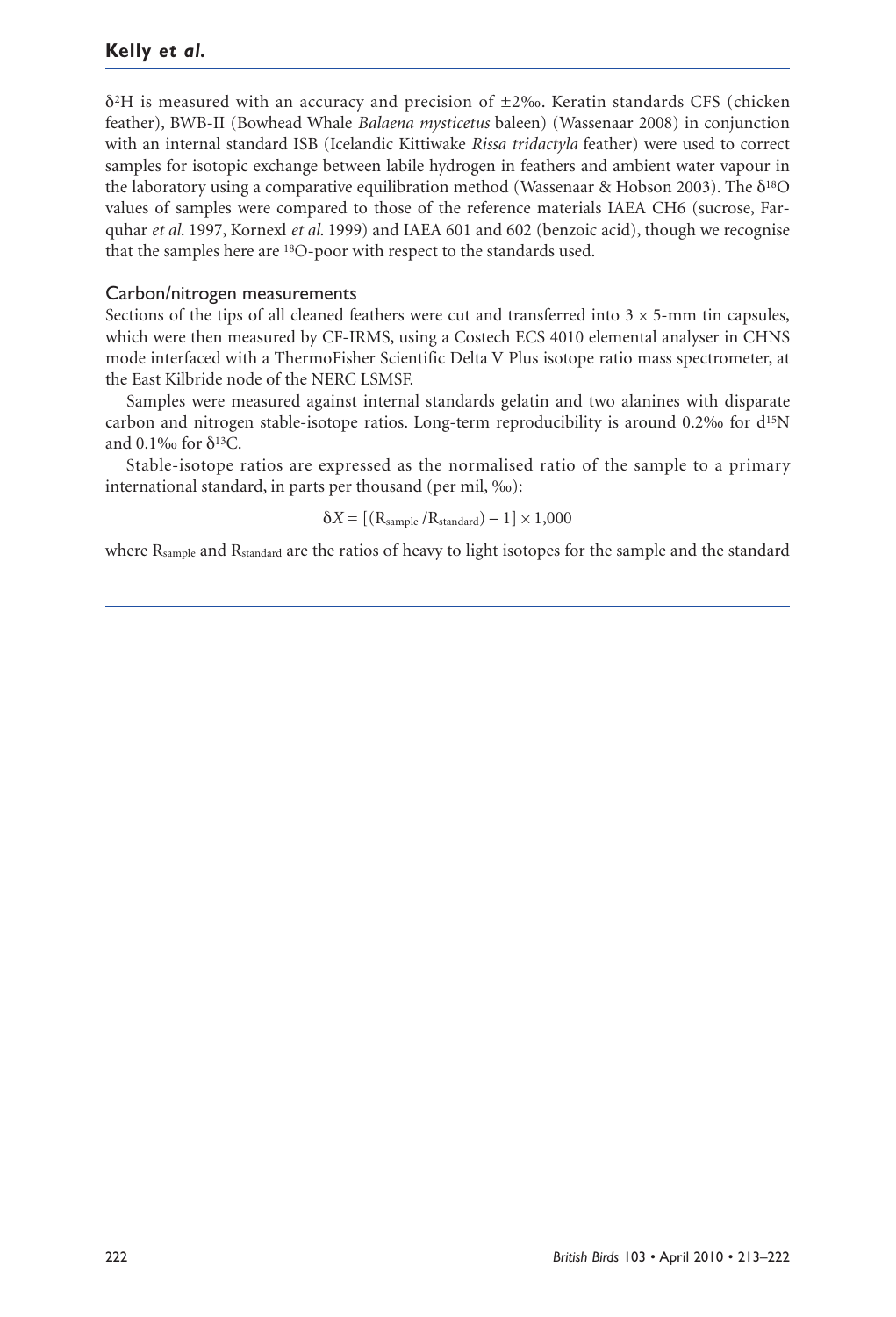$\delta^2H$ is measured with an accuracy and precision of ±2‰. Keratin standards CFS (chicken feather), BWB-II (Bowhead Whale *Balaena mysticetus* baleen) (Wassenaar 2008) in conjunction with an internal standard ISB (Icelandic Kittiwake *Rissa tridactyla* feather) were used to correct samples for isotopic exchange between labile hydrogen in feathers and ambient water vapour in the laboratory using a comparative equilibration method (Wassenaar & Hobson 2003). The $\delta^{18}O$ values of samples were compared to those of the reference materials IAEA CH6 (sucrose, Farquhar *et al.* 1997, Kornexl *et al.* 1999) and IAEA 601 and 602 (benzoic acid), though we recognise that the samples here are $^{18}O$-poor with respect to the standards used.

## Carbon/nitrogen measurements

Sections of the tips of all cleaned feathers were cut and transferred into 3 × 5-mm tin capsules, which were then measured by CF-IRMS, using a Costech ECS 4010 elemental analyser in CHNS mode interfaced with a ThermoFisher Scientific Delta V Plus isotope ratio mass spectrometer, at the East Kilbride node of the NERC LSMSF.

Samples were measured against internal standards gelatin and two alanines with disparate carbon and nitrogen stable-isotope ratios. Long-term reproducibility is around 0.2‰ for $d^{15}N$ and 0.1‰ for $\delta^{13}C$.

Stable-isotope ratios are expressed as the normalised ratio of the sample to a primary international standard, in parts per thousand (per mil, ‰):

$$\delta X = [(R_{sample} / R_{standard}) - 1] \times 1{,}000$$

where $R_{sample}$ and $R_{standard}$ are the ratios of heavy to light isotopes for the sample and the standard